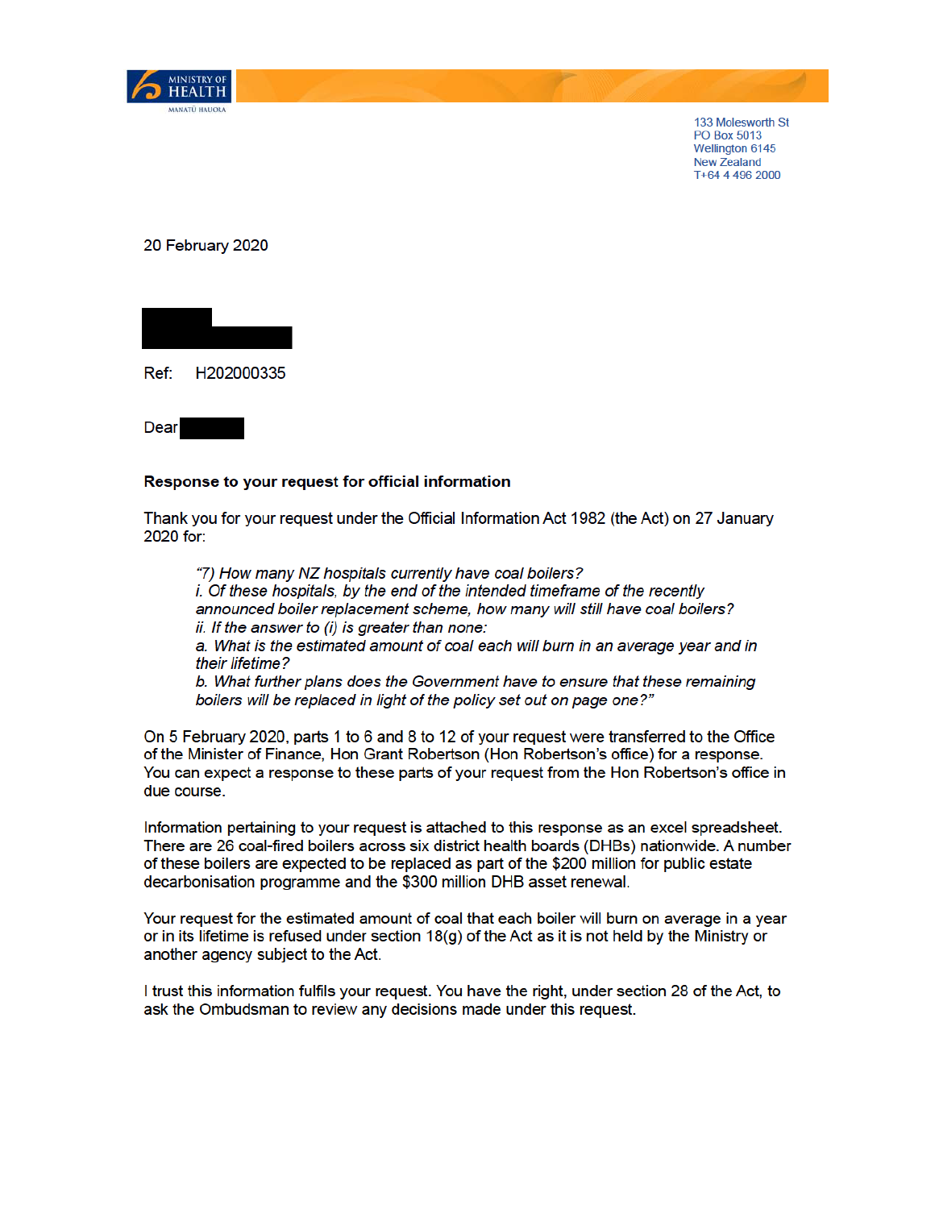MINISTRY OF HEALTH
MANATŪ HAUORA

133 Molesworth St
PO Box 5013
Wellington 6145
New Zealand
T+64 4 496 2000

20 February 2020

Ref: H202000335

Dear

**Response to your request for official information**

Thank you for your request under the Official Information Act 1982 (the Act) on 27 January 2020 for:

> *"7) How many NZ hospitals currently have coal boilers?*
> *i. Of these hospitals, by the end of the intended timeframe of the recently announced boiler replacement scheme, how many will still have coal boilers?*
> *ii. If the answer to (i) is greater than none:*
> *a. What is the estimated amount of coal each will burn in an average year and in their lifetime?*
> *b. What further plans does the Government have to ensure that these remaining boilers will be replaced in light of the policy set out on page one?"*

On 5 February 2020, parts 1 to 6 and 8 to 12 of your request were transferred to the Office of the Minister of Finance, Hon Grant Robertson (Hon Robertson's office) for a response. You can expect a response to these parts of your request from the Hon Robertson's office in due course.

Information pertaining to your request is attached to this response as an excel spreadsheet. There are 26 coal-fired boilers across six district health boards (DHBs) nationwide. A number of these boilers are expected to be replaced as part of the $200 million for public estate decarbonisation programme and the $300 million DHB asset renewal.

Your request for the estimated amount of coal that each boiler will burn on average in a year or in its lifetime is refused under section 18(g) of the Act as it is not held by the Ministry or another agency subject to the Act.

I trust this information fulfils your request. You have the right, under section 28 of the Act, to ask the Ombudsman to review any decisions made under this request.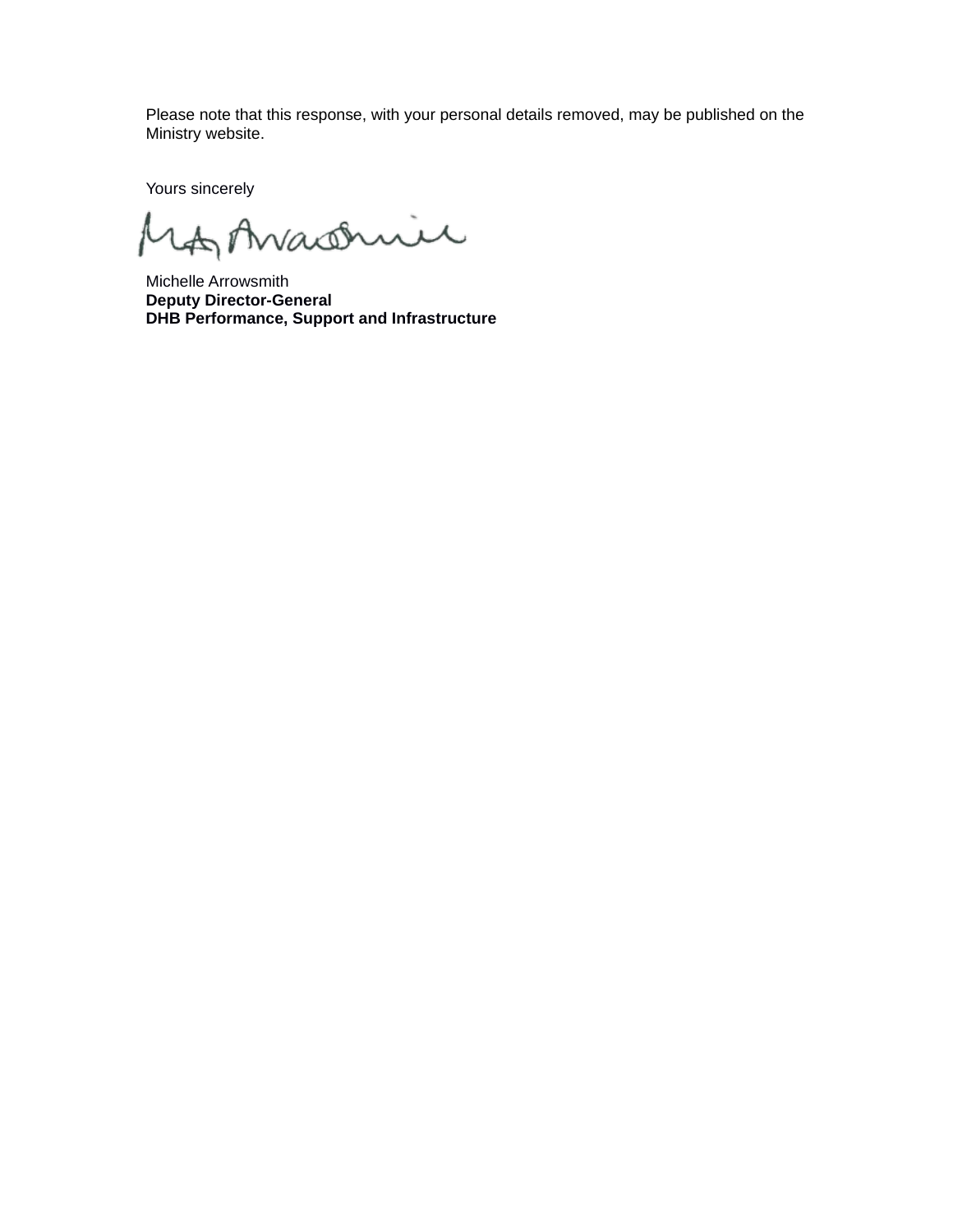Please note that this response, with your personal details removed, may be published on the Ministry website.

Yours sincerely

Michelle Arrowsmith
**Deputy Director-General**
**DHB Performance, Support and Infrastructure**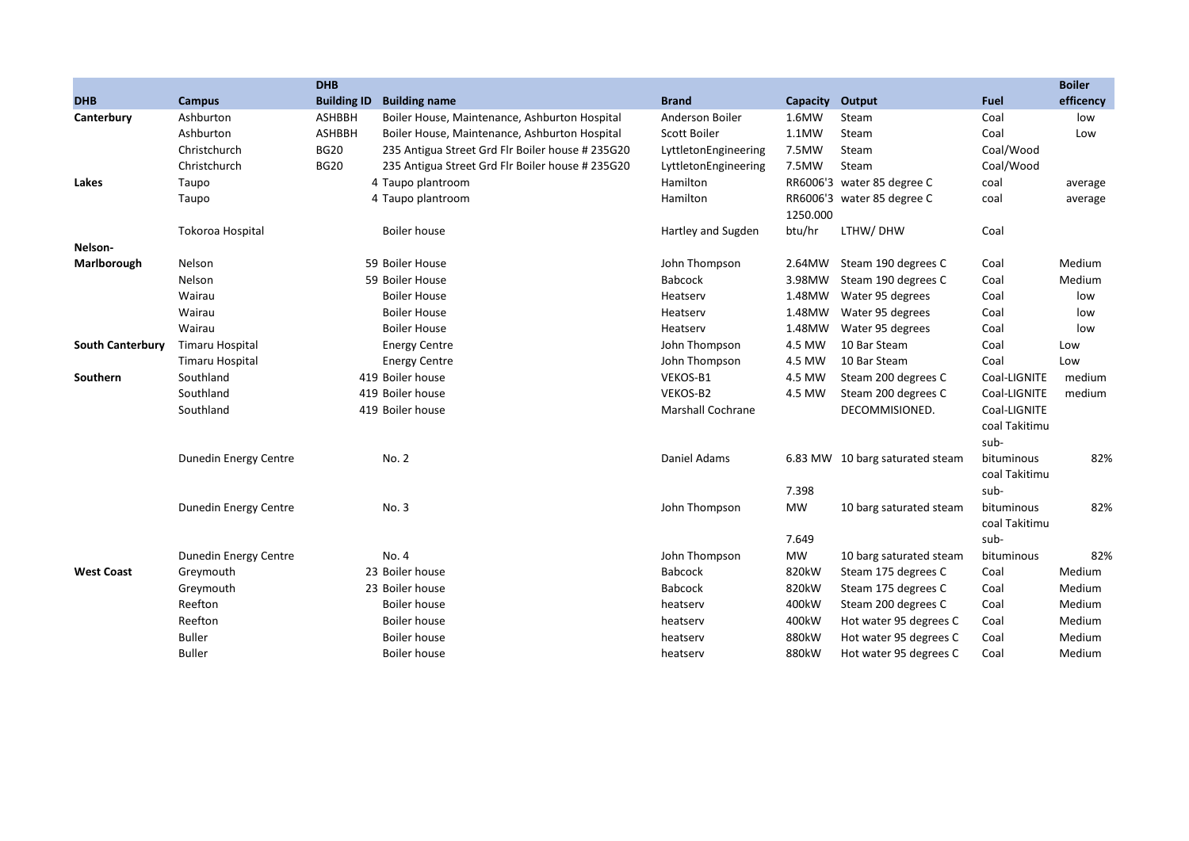| DHB | Campus | DHB Building ID | Building name | Brand | Capacity | Output | Fuel | Boiler efficency |
|---|---|---|---|---|---|---|---|---|
| **Canterbury** | Ashburton | ASHBBH | Boiler House, Maintenance, Ashburton Hospital | Anderson Boiler | 1.6MW | Steam | Coal | low |
| | Ashburton | ASHBBH | Boiler House, Maintenance, Ashburton Hospital | Scott Boiler | 1.1MW | Steam | Coal | Low |
| | Christchurch | BG20 | 235 Antigua Street Grd Flr Boiler house # 235G20 | LyttletonEngineering | 7.5MW | Steam | Coal/Wood | |
| | Christchurch | BG20 | 235 Antigua Street Grd Flr Boiler house # 235G20 | LyttletonEngineering | 7.5MW | Steam | Coal/Wood | |
| **Lakes** | Taupo | 4 | Taupo plantroom | Hamilton | RR6006'3 | water 85 degree C | coal | average |
| | Taupo | 4 | Taupo plantroom | Hamilton | RR6006'3 | water 85 degree C | coal | average |
| | Tokoroa Hospital | | Boiler house | Hartley and Sugden | 1250.000 btu/hr | LTHW/ DHW | Coal | |
| **Nelson-Marlborough** | Nelson | 59 | Boiler House | John Thompson | 2.64MW | Steam 190 degrees C | Coal | Medium |
| | Nelson | 59 | Boiler House | Babcock | 3.98MW | Steam 190 degrees C | Coal | Medium |
| | Wairau | | Boiler House | Heatserv | 1.48MW | Water 95 degrees | Coal | low |
| | Wairau | | Boiler House | Heatserv | 1.48MW | Water 95 degrees | Coal | low |
| | Wairau | | Boiler House | Heatserv | 1.48MW | Water 95 degrees | Coal | low |
| **South Canterbury** | Timaru Hospital | | Energy Centre | John Thompson | 4.5 MW | 10 Bar Steam | Coal | Low |
| | Timaru Hospital | | Energy Centre | John Thompson | 4.5 MW | 10 Bar Steam | Coal | Low |
| **Southern** | Southland | 419 | Boiler house | VEKOS-B1 | 4.5 MW | Steam 200 degrees C | Coal-LIGNITE | medium |
| | Southland | 419 | Boiler house | VEKOS-B2 | 4.5 MW | Steam 200 degrees C | Coal-LIGNITE | medium |
| | Southland | 419 | Boiler house | Marshall Cochrane | | DECOMMISIONED. | Coal-LIGNITE | |
| | Dunedin Energy Centre | | No. 2 | Daniel Adams | 6.83 MW | 10 barg saturated steam | coal Takitimu sub-bituminous | 82% |
| | Dunedin Energy Centre | | No. 3 | John Thompson | 7.398 MW | 10 barg saturated steam | coal Takitimu sub-bituminous | 82% |
| | Dunedin Energy Centre | | No. 4 | John Thompson | 7.649 MW | 10 barg saturated steam | coal Takitimu sub-bituminous | 82% |
| **West Coast** | Greymouth | 23 | Boiler house | Babcock | 820kW | Steam 175 degrees C | Coal | Medium |
| | Greymouth | 23 | Boiler house | Babcock | 820kW | Steam 175 degrees C | Coal | Medium |
| | Reefton | | Boiler house | heatserv | 400kW | Steam 200 degrees C | Coal | Medium |
| | Reefton | | Boiler house | heatserv | 400kW | Hot water 95 degrees C | Coal | Medium |
| | Buller | | Boiler house | heatserv | 880kW | Hot water 95 degrees C | Coal | Medium |
| | Buller | | Boiler house | heatserv | 880kW | Hot water 95 degrees C | Coal | Medium |